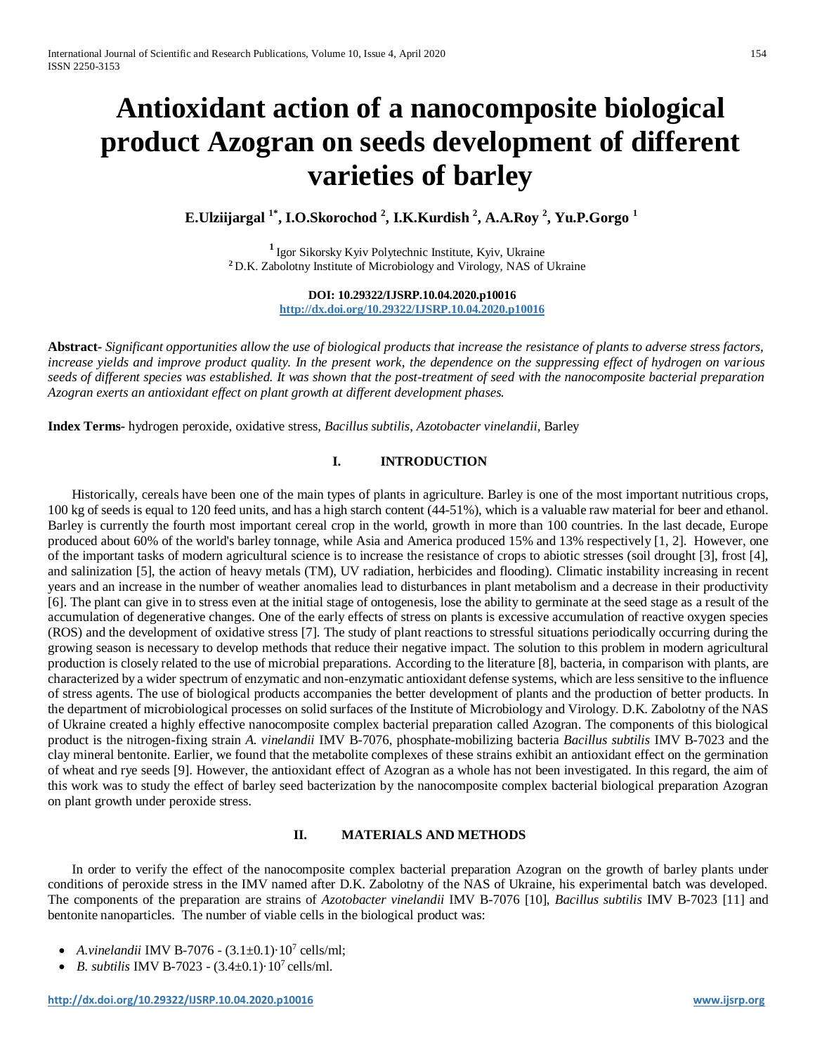# Antioxidant action of a nanocomposite biological product Azogran on seeds development of different varieties of barley

**E.Ulziijargal [1*], I.O.Skorochod [2], I.K.Kurdish [2], A.A.Roy [2], Yu.P.Gorgo [1]**

[1] Igor Sikorsky Kyiv Polytechnic Institute, Kyiv, Ukraine
[2] D.K. Zabolotny Institute of Microbiology and Virology, NAS of Ukraine

**DOI: 10.29322/IJSRP.10.04.2020.p10016**
http://dx.doi.org/10.29322/IJSRP.10.04.2020.p10016

**Abstract-** *Significant opportunities allow the use of biological products that increase the resistance of plants to adverse stress factors, increase yields and improve product quality. In the present work, the dependence on the suppressing effect of hydrogen on various seeds of different species was established. It was shown that the post-treatment of seed with the nanocomposite bacterial preparation Azogran exerts an antioxidant effect on plant growth at different development phases.*

**Index Terms-** hydrogen peroxide, oxidative stress, *Bacillus subtilis*, *Azotobacter vinelandii*, Barley

## I. INTRODUCTION

Historically, cereals have been one of the main types of plants in agriculture. Barley is one of the most important nutritious crops, 100 kg of seeds is equal to 120 feed units, and has a high starch content (44-51%), which is a valuable raw material for beer and ethanol. Barley is currently the fourth most important cereal crop in the world, growth in more than 100 countries. In the last decade, Europe produced about 60% of the world's barley tonnage, while Asia and America produced 15% and 13% respectively [1, 2]. However, one of the important tasks of modern agricultural science is to increase the resistance of crops to abiotic stresses (soil drought [3], frost [4], and salinization [5], the action of heavy metals (TM), UV radiation, herbicides and flooding). Climatic instability increasing in recent years and an increase in the number of weather anomalies lead to disturbances in plant metabolism and a decrease in their productivity [6]. The plant can give in to stress even at the initial stage of ontogenesis, lose the ability to germinate at the seed stage as a result of the accumulation of degenerative changes. One of the early effects of stress on plants is excessive accumulation of reactive oxygen species (ROS) and the development of oxidative stress [7]. The study of plant reactions to stressful situations periodically occurring during the growing season is necessary to develop methods that reduce their negative impact. The solution to this problem in modern agricultural production is closely related to the use of microbial preparations. According to the literature [8], bacteria, in comparison with plants, are characterized by a wider spectrum of enzymatic and non-enzymatic antioxidant defense systems, which are less sensitive to the influence of stress agents. The use of biological products accompanies the better development of plants and the production of better products. In the department of microbiological processes on solid surfaces of the Institute of Microbiology and Virology. D.K. Zabolotny of the NAS of Ukraine created a highly effective nanocomposite complex bacterial preparation called Azogran. The components of this biological product is the nitrogen-fixing strain *A. vinelandii* IMV B-7076, phosphate-mobilizing bacteria *Bacillus subtilis* IMV B-7023 and the clay mineral bentonite. Earlier, we found that the metabolite complexes of these strains exhibit an antioxidant effect on the germination of wheat and rye seeds [9]. However, the antioxidant effect of Azogran as a whole has not been investigated. In this regard, the aim of this work was to study the effect of barley seed bacterization by the nanocomposite complex bacterial biological preparation Azogran on plant growth under peroxide stress.

## II. MATERIALS AND METHODS

In order to verify the effect of the nanocomposite complex bacterial preparation Azogran on the growth of barley plants under conditions of peroxide stress in the IMV named after D.K. Zabolotny of the NAS of Ukraine, his experimental batch was developed. The components of the preparation are strains of *Azotobacter vinelandii* IMV B-7076 [10], *Bacillus subtilis* IMV B-7023 [11] and bentonite nanoparticles. The number of viable cells in the biological product was:

- *A.vinelandii* IMV B-7076 - $(3.1\pm0.1)\cdot10^7$ cells/ml;
- *B. subtilis* IMV B-7023 - $(3.4\pm0.1)\cdot10^7$ cells/ml.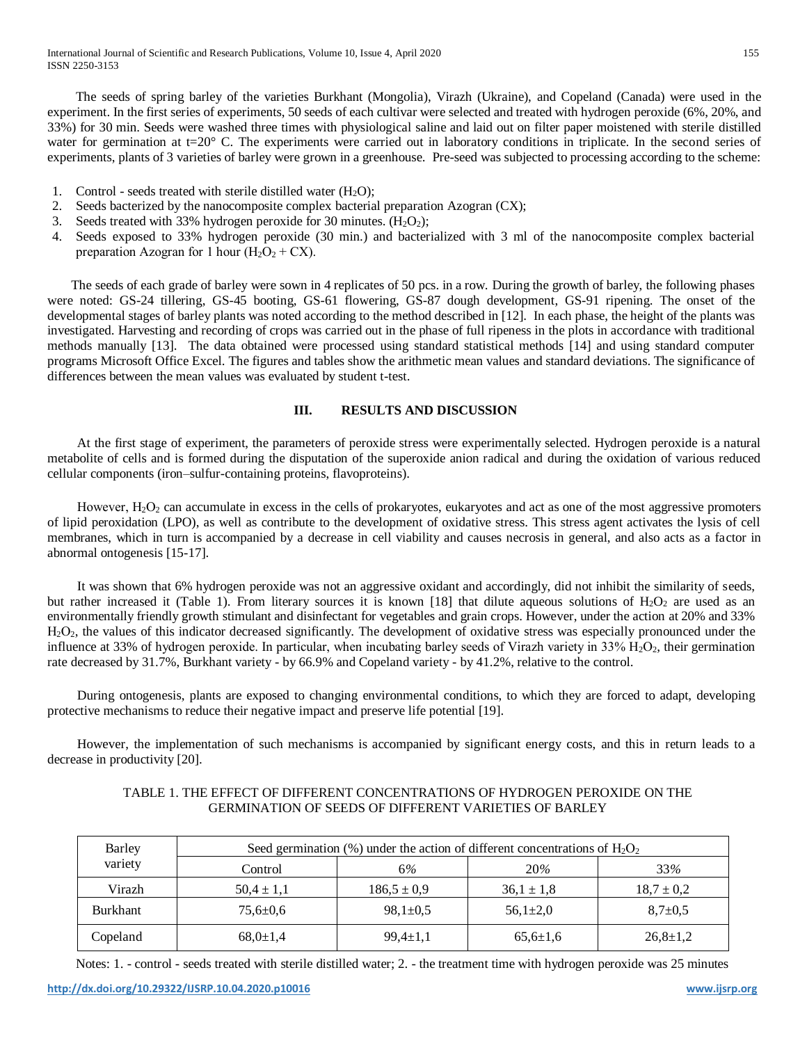The seeds of spring barley of the varieties Burkhant (Mongolia), Virazh (Ukraine), and Copeland (Canada) were used in the experiment. In the first series of experiments, 50 seeds of each cultivar were selected and treated with hydrogen peroxide (6%, 20%, and 33%) for 30 min. Seeds were washed three times with physiological saline and laid out on filter paper moistened with sterile distilled water for germination at t=20° C. The experiments were carried out in laboratory conditions in triplicate. In the second series of experiments, plants of 3 varieties of barley were grown in a greenhouse. Pre-seed was subjected to processing according to the scheme:

1. Control - seeds treated with sterile distilled water ($H_2O$);
2. Seeds bacterized by the nanocomposite complex bacterial preparation Azogran (CX);
3. Seeds treated with 33% hydrogen peroxide for 30 minutes. ($H_2O_2$);
4. Seeds exposed to 33% hydrogen peroxide (30 min.) and bacterialized with 3 ml of the nanocomposite complex bacterial preparation Azogran for 1 hour ($H_2O_2$ + CX).

The seeds of each grade of barley were sown in 4 replicates of 50 pcs. in a row. During the growth of barley, the following phases were noted: GS-24 tillering, GS-45 booting, GS-61 flowering, GS-87 dough development, GS-91 ripening. The onset of the developmental stages of barley plants was noted according to the method described in [12]. In each phase, the height of the plants was investigated. Harvesting and recording of crops was carried out in the phase of full ripeness in the plots in accordance with traditional methods manually [13]. The data obtained were processed using standard statistical methods [14] and using standard computer programs Microsoft Office Excel. The figures and tables show the arithmetic mean values and standard deviations. The significance of differences between the mean values was evaluated by student t-test.

## III. RESULTS AND DISCUSSION

At the first stage of experiment, the parameters of peroxide stress were experimentally selected. Hydrogen peroxide is a natural metabolite of cells and is formed during the disputation of the superoxide anion radical and during the oxidation of various reduced cellular components (iron–sulfur-containing proteins, flavoproteins).

However, $H_2O_2$ can accumulate in excess in the cells of prokaryotes, eukaryotes and act as one of the most aggressive promoters of lipid peroxidation (LPO), as well as contribute to the development of oxidative stress. This stress agent activates the lysis of cell membranes, which in turn is accompanied by a decrease in cell viability and causes necrosis in general, and also acts as a factor in abnormal ontogenesis [15-17].

It was shown that 6% hydrogen peroxide was not an aggressive oxidant and accordingly, did not inhibit the similarity of seeds, but rather increased it (Table 1). From literary sources it is known [18] that dilute aqueous solutions of $H_2O_2$ are used as an environmentally friendly growth stimulant and disinfectant for vegetables and grain crops. However, under the action at 20% and 33% $H_2O_2$, the values of this indicator decreased significantly. The development of oxidative stress was especially pronounced under the influence at 33% of hydrogen peroxide. In particular, when incubating barley seeds of Virazh variety in 33% $H_2O_2$, their germination rate decreased by 31.7%, Burkhant variety - by 66.9% and Copeland variety - by 41.2%, relative to the control.

During ontogenesis, plants are exposed to changing environmental conditions, to which they are forced to adapt, developing protective mechanisms to reduce their negative impact and preserve life potential [19].

However, the implementation of such mechanisms is accompanied by significant energy costs, and this in return leads to a decrease in productivity [20].

TABLE 1. THE EFFECT OF DIFFERENT CONCENTRATIONS OF HYDROGEN PEROXIDE ON THE GERMINATION OF SEEDS OF DIFFERENT VARIETIES OF BARLEY

| Barley variety | Seed germination (%) under the action of different concentrations of $H_2O_2$ | | | |
|---|---|---|---|---|
| | Control | 6% | 20% | 33% |
| Virazh | 50,4 ± 1,1 | 186,5 ± 0,9 | 36,1 ± 1,8 | 18,7 ± 0,2 |
| Burkhant | 75,6±0,6 | 98,1±0,5 | 56,1±2,0 | 8,7±0,5 |
| Copeland | 68,0±1,4 | 99,4±1,1 | 65,6±1,6 | 26,8±1,2 |

Notes: 1. - control - seeds treated with sterile distilled water; 2. - the treatment time with hydrogen peroxide was 25 minutes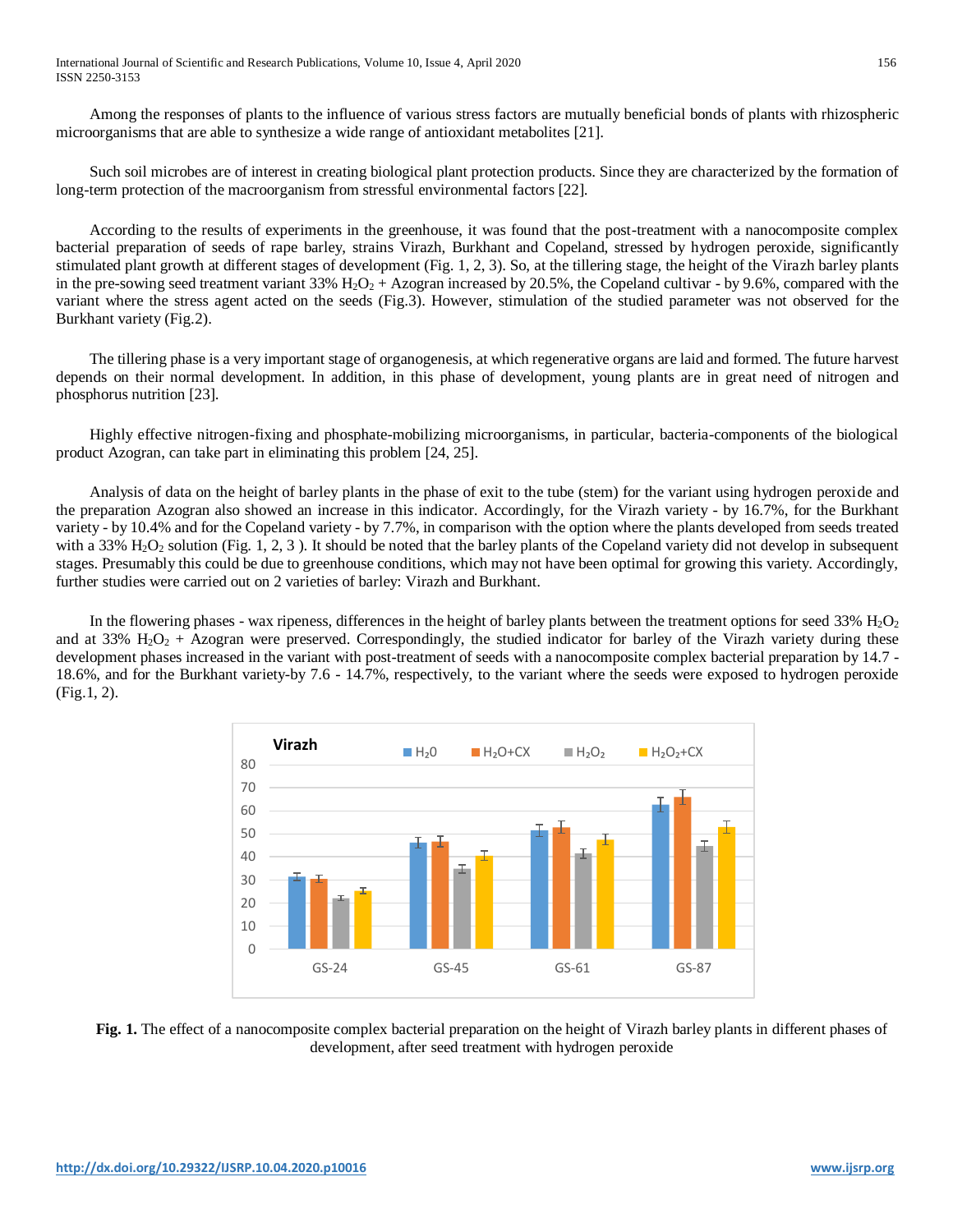Among the responses of plants to the influence of various stress factors are mutually beneficial bonds of plants with rhizospheric microorganisms that are able to synthesize a wide range of antioxidant metabolites [21].

Such soil microbes are of interest in creating biological plant protection products. Since they are characterized by the formation of long-term protection of the macroorganism from stressful environmental factors [22].

According to the results of experiments in the greenhouse, it was found that the post-treatment with a nanocomposite complex bacterial preparation of seeds of rape barley, strains Virazh, Burkhant and Copeland, stressed by hydrogen peroxide, significantly stimulated plant growth at different stages of development (Fig. 1, 2, 3). So, at the tillering stage, the height of the Virazh barley plants in the pre-sowing seed treatment variant 33% $H_2O_2$ + Azogran increased by 20.5%, the Copeland cultivar - by 9.6%, compared with the variant where the stress agent acted on the seeds (Fig.3). However, stimulation of the studied parameter was not observed for the Burkhant variety (Fig.2).

The tillering phase is a very important stage of organogenesis, at which regenerative organs are laid and formed. The future harvest depends on their normal development. In addition, in this phase of development, young plants are in great need of nitrogen and phosphorus nutrition [23].

Highly effective nitrogen-fixing and phosphate-mobilizing microorganisms, in particular, bacteria-components of the biological product Azogran, can take part in eliminating this problem [24, 25].

Analysis of data on the height of barley plants in the phase of exit to the tube (stem) for the variant using hydrogen peroxide and the preparation Azogran also showed an increase in this indicator. Accordingly, for the Virazh variety - by 16.7%, for the Burkhant variety - by 10.4% and for the Copeland variety - by 7.7%, in comparison with the option where the plants developed from seeds treated with a 33% $H_2O_2$ solution (Fig. 1, 2, 3 ). It should be noted that the barley plants of the Copeland variety did not develop in subsequent stages. Presumably this could be due to greenhouse conditions, which may not have been optimal for growing this variety. Accordingly, further studies were carried out on 2 varieties of barley: Virazh and Burkhant.

In the flowering phases - wax ripeness, differences in the height of barley plants between the treatment options for seed 33% $H_2O_2$ and at 33% $H_2O_2$ + Azogran were preserved. Correspondingly, the studied indicator for barley of the Virazh variety during these development phases increased in the variant with post-treatment of seeds with a nanocomposite complex bacterial preparation by 14.7 - 18.6%, and for the Burkhant variety-by 7.6 - 14.7%, respectively, to the variant where the seeds were exposed to hydrogen peroxide (Fig.1, 2).

**Fig. 1.** The effect of a nanocomposite complex bacterial preparation on the height of Virazh barley plants in different phases of development, after seed treatment with hydrogen peroxide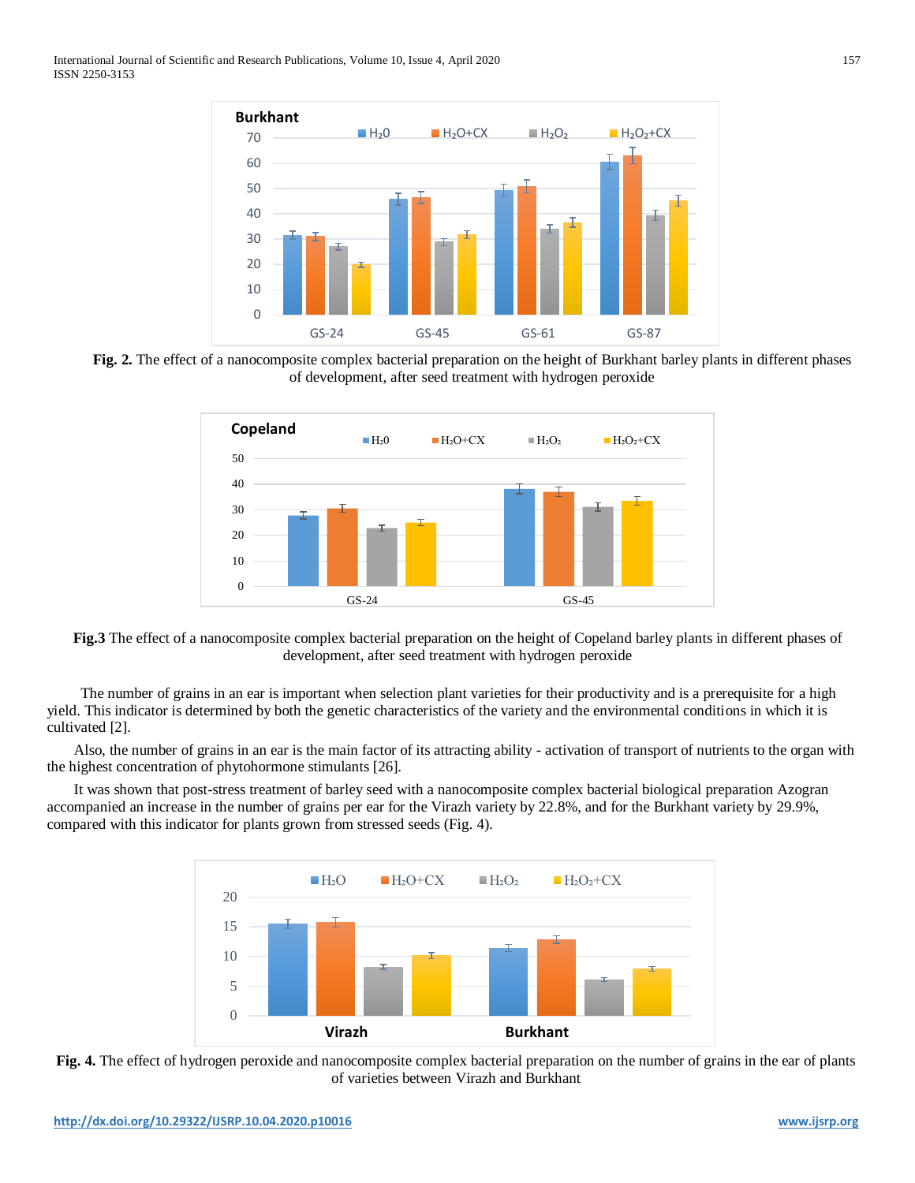**Fig. 2.** The effect of a nanocomposite complex bacterial preparation on the height of Burkhant barley plants in different phases of development, after seed treatment with hydrogen peroxide

**Fig.3** The effect of a nanocomposite complex bacterial preparation on the height of Copeland barley plants in different phases of development, after seed treatment with hydrogen peroxide

The number of grains in an ear is important when selection plant varieties for their productivity and is a prerequisite for a high yield. This indicator is determined by both the genetic characteristics of the variety and the environmental conditions in which it is cultivated [2].

Also, the number of grains in an ear is the main factor of its attracting ability - activation of transport of nutrients to the organ with the highest concentration of phytohormone stimulants [26].

It was shown that post-stress treatment of barley seed with a nanocomposite complex bacterial biological preparation Azogran accompanied an increase in the number of grains per ear for the Virazh variety by 22.8%, and for the Burkhant variety by 29.9%, compared with this indicator for plants grown from stressed seeds (Fig. 4).

**Fig. 4.** The effect of hydrogen peroxide and nanocomposite complex bacterial preparation on the number of grains in the ear of plants of varieties between Virazh and Burkhant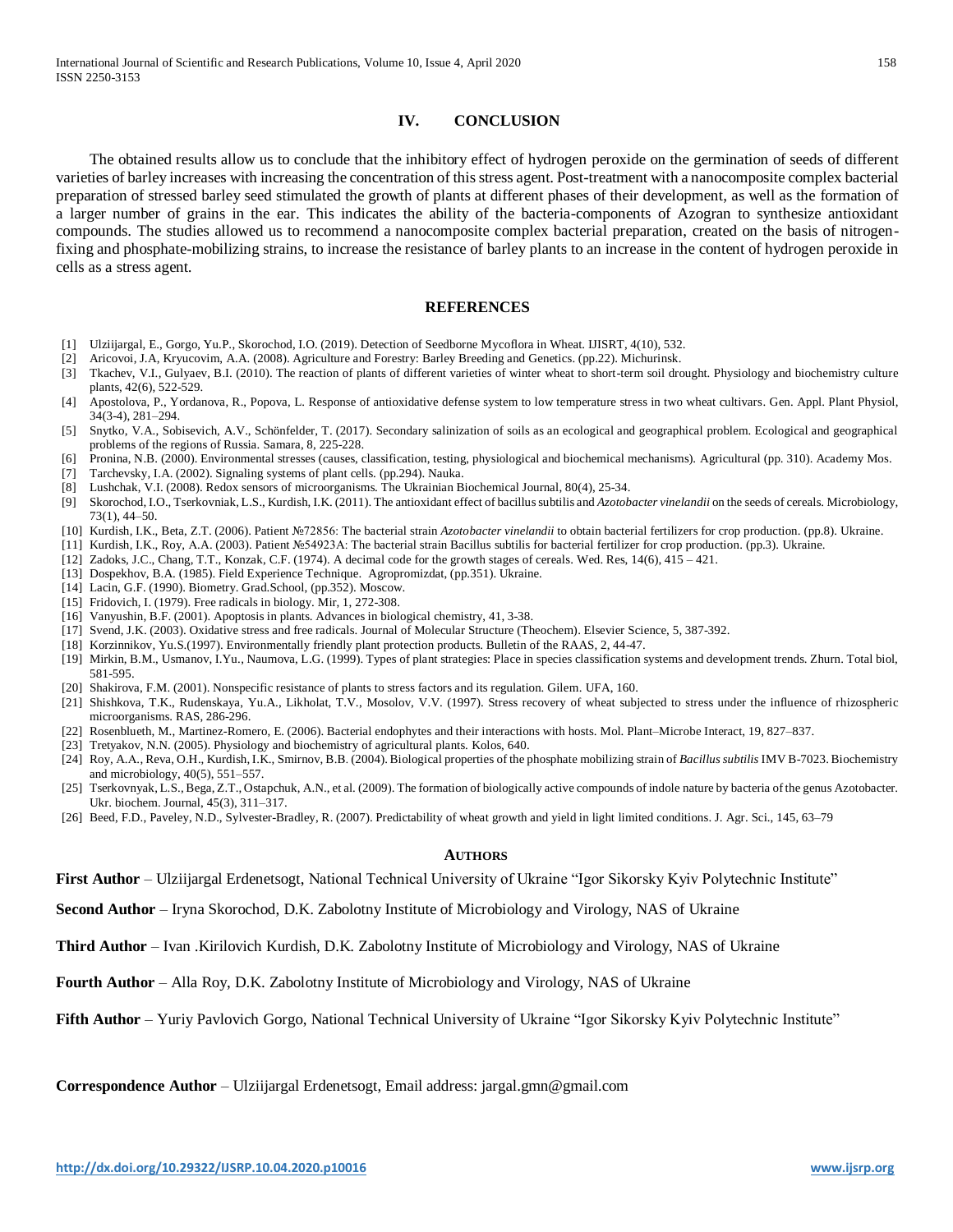## IV. CONCLUSION

The obtained results allow us to conclude that the inhibitory effect of hydrogen peroxide on the germination of seeds of different varieties of barley increases with increasing the concentration of this stress agent. Post-treatment with a nanocomposite complex bacterial preparation of stressed barley seed stimulated the growth of plants at different phases of their development, as well as the formation of a larger number of grains in the ear. This indicates the ability of the bacteria-components of Azogran to synthesize antioxidant compounds. The studies allowed us to recommend a nanocomposite complex bacterial preparation, created on the basis of nitrogen-fixing and phosphate-mobilizing strains, to increase the resistance of barley plants to an increase in the content of hydrogen peroxide in cells as a stress agent.

## REFERENCES

[1] Ulziijargal, E., Gorgo, Yu.P., Skorochod, I.O. (2019). Detection of Seedborne Mycoflora in Wheat. IJISRT, 4(10), 532.

[2] Aricovoi, J.A, Kryucovim, A.A. (2008). Agriculture and Forestry: Barley Breeding and Genetics. (pp.22). Michurinsk.

[3] Tkachev, V.I., Gulyaev, B.I. (2010). The reaction of plants of different varieties of winter wheat to short-term soil drought. Physiology and biochemistry culture plants, 42(6), 522-529.

[4] Apostolova, P., Yordanova, R., Popova, L. Response of antioxidative defense system to low temperature stress in two wheat cultivars. Gen. Appl. Plant Physiol, 34(3-4), 281–294.

[5] Snytko, V.A., Sobisevich, A.V., Schönfelder, T. (2017). Secondary salinization of soils as an ecological and geographical problem. Ecological and geographical problems of the regions of Russia. Samara, 8, 225-228.

[6] Pronina, N.B. (2000). Environmental stresses (causes, classification, testing, physiological and biochemical mechanisms). Agricultural (pp. 310). Academy Mos.

[7] Tarchevsky, I.A. (2002). Signaling systems of plant cells. (pp.294). Nauka.

[8] Lushchak, V.I. (2008). Redox sensors of microorganisms. The Ukrainian Biochemical Journal, 80(4), 25-34.

[9] Skorochod, I.O., Tserkovniak, L.S., Kurdish, I.K. (2011). The antioxidant effect of bacillus subtilis and *Azotobacter vinelandii* on the seeds of cereals. Microbiology, 73(1), 44–50.

[10] Kurdish, I.K., Beta, Z.T. (2006). Patient №72856: The bacterial strain *Azotobacter vinelandii* to obtain bacterial fertilizers for crop production. (pp.8). Ukraine.

[11] Kurdish, I.K., Roy, A.A. (2003). Patient №54923A: The bacterial strain Bacillus subtilis for bacterial fertilizer for crop production. (pp.3). Ukraine.

[12] Zadoks, J.C., Chang, T.T., Konzak, C.F. (1974). A decimal code for the growth stages of cereals. Wed. Res, 14(6), 415 – 421.

[13] Dospekhov, B.A. (1985). Field Experience Technique. Agropromizdat, (pp.351). Ukraine.

[14] Lacin, G.F. (1990). Biometry. Grad.School, (pp.352). Moscow.

[15] Fridovich, I. (1979). Free radicals in biology. Mir, 1, 272-308.

[16] Vanyushin, B.F. (2001). Apoptosis in plants. Advances in biological chemistry, 41, 3-38.

[17] Svend, J.K. (2003). Oxidative stress and free radicals. Journal of Molecular Structure (Theochem). Elsevier Science, 5, 387-392.

[18] Korzinnikov, Yu.S.(1997). Environmentally friendly plant protection products. Bulletin of the RAAS, 2, 44-47.

[19] Mirkin, B.M., Usmanov, I.Yu., Naumova, L.G. (1999). Types of plant strategies: Place in species classification systems and development trends. Zhurn. Total biol, 581-595.

[20] Shakirova, F.M. (2001). Nonspecific resistance of plants to stress factors and its regulation. Gilem. UFA, 160.

[21] Shishkova, T.K., Rudenskaya, Yu.A., Likholat, T.V., Mosolov, V.V. (1997). Stress recovery of wheat subjected to stress under the influence of rhizospheric microorganisms. RAS, 286-296.

[22] Rosenblueth, M., Martinez-Romero, E. (2006). Bacterial endophytes and their interactions with hosts. Mol. Plant–Microbe Interact, 19, 827–837.

[23] Tretyakov, N.N. (2005). Physiology and biochemistry of agricultural plants. Kolos, 640.

[24] Roy, A.A., Reva, O.H., Kurdish, I.K., Smirnov, B.B. (2004). Biological properties of the phosphate mobilizing strain of *Bacillus subtilis* IMV B-7023. Biochemistry and microbiology, 40(5), 551–557.

[25] Tserkovnyak, L.S., Bega, Z.T., Ostapchuk, A.N., et al. (2009). The formation of biologically active compounds of indole nature by bacteria of the genus Azotobacter. Ukr. biochem. Journal, 45(3), 311–317.

[26] Beed, F.D., Paveley, N.D., Sylvester-Bradley, R. (2007). Predictability of wheat growth and yield in light limited conditions. J. Agr. Sci., 145, 63–79

## AUTHORS

**First Author** – Ulziijargal Erdenetsogt, National Technical University of Ukraine "Igor Sikorsky Kyiv Polytechnic Institute"

**Second Author** – Iryna Skorochod, D.K. Zabolotny Institute of Microbiology and Virology, NAS of Ukraine

**Third Author** – Ivan .Kirilovich Kurdish, D.K. Zabolotny Institute of Microbiology and Virology, NAS of Ukraine

**Fourth Author** – Alla Roy, D.K. Zabolotny Institute of Microbiology and Virology, NAS of Ukraine

**Fifth Author** – Yuriy Pavlovich Gorgo, National Technical University of Ukraine "Igor Sikorsky Kyiv Polytechnic Institute"

**Correspondence Author** – Ulziijargal Erdenetsogt, Email address: jargal.gmn@gmail.com